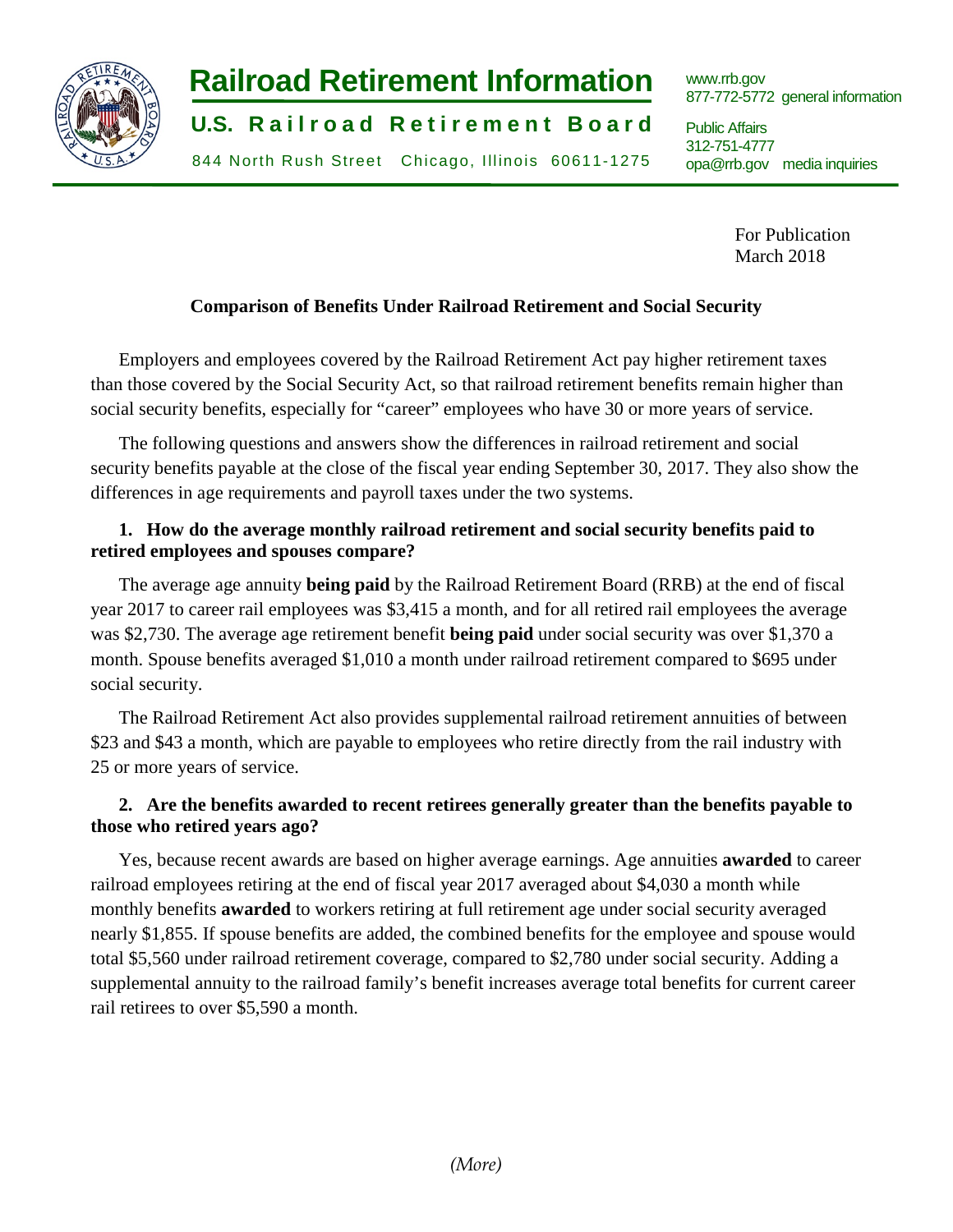# Railroad Retirement Information

**U.S. Railroad Retirement Board**

844 North Rush Street Chicago, Illinois 60611-1275

www.rrb.gov
877-772-5772 general information

Public Affairs
312-751-4777
opa@rrb.gov media inquiries

For Publication
March 2018

## Comparison of Benefits Under Railroad Retirement and Social Security

Employers and employees covered by the Railroad Retirement Act pay higher retirement taxes than those covered by the Social Security Act, so that railroad retirement benefits remain higher than social security benefits, especially for "career" employees who have 30 or more years of service.

The following questions and answers show the differences in railroad retirement and social security benefits payable at the close of the fiscal year ending September 30, 2017. They also show the differences in age requirements and payroll taxes under the two systems.

### 1. How do the average monthly railroad retirement and social security benefits paid to retired employees and spouses compare?

The average age annuity **being paid** by the Railroad Retirement Board (RRB) at the end of fiscal year 2017 to career rail employees was $3,415 a month, and for all retired rail employees the average was $2,730. The average age retirement benefit **being paid** under social security was over $1,370 a month. Spouse benefits averaged $1,010 a month under railroad retirement compared to $695 under social security.

The Railroad Retirement Act also provides supplemental railroad retirement annuities of between $23 and $43 a month, which are payable to employees who retire directly from the rail industry with 25 or more years of service.

### 2. Are the benefits awarded to recent retirees generally greater than the benefits payable to those who retired years ago?

Yes, because recent awards are based on higher average earnings. Age annuities **awarded** to career railroad employees retiring at the end of fiscal year 2017 averaged about $4,030 a month while monthly benefits **awarded** to workers retiring at full retirement age under social security averaged nearly $1,855. If spouse benefits are added, the combined benefits for the employee and spouse would total $5,560 under railroad retirement coverage, compared to $2,780 under social security. Adding a supplemental annuity to the railroad family's benefit increases average total benefits for current career rail retirees to over $5,590 a month.

*(More)*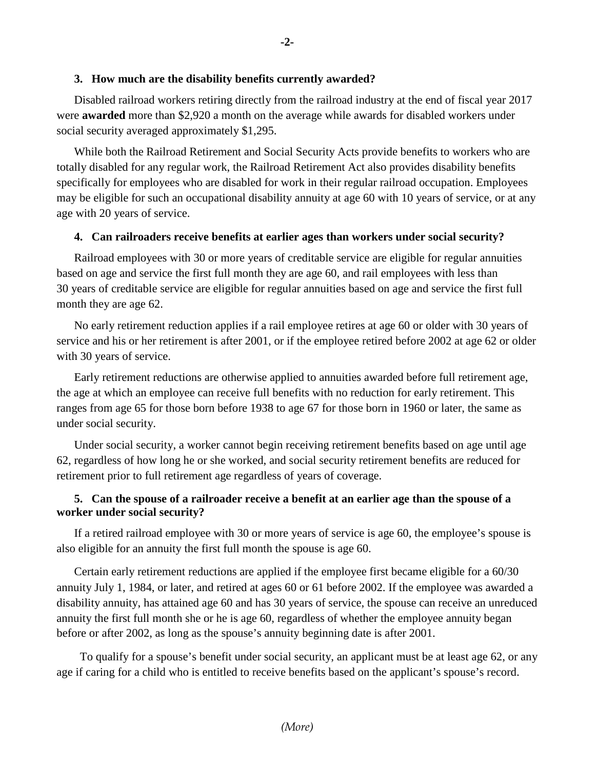### 3. How much are the disability benefits currently awarded?

Disabled railroad workers retiring directly from the railroad industry at the end of fiscal year 2017 were **awarded** more than $2,920 a month on the average while awards for disabled workers under social security averaged approximately $1,295.

While both the Railroad Retirement and Social Security Acts provide benefits to workers who are totally disabled for any regular work, the Railroad Retirement Act also provides disability benefits specifically for employees who are disabled for work in their regular railroad occupation. Employees may be eligible for such an occupational disability annuity at age 60 with 10 years of service, or at any age with 20 years of service.

### 4. Can railroaders receive benefits at earlier ages than workers under social security?

Railroad employees with 30 or more years of creditable service are eligible for regular annuities based on age and service the first full month they are age 60, and rail employees with less than 30 years of creditable service are eligible for regular annuities based on age and service the first full month they are age 62.

No early retirement reduction applies if a rail employee retires at age 60 or older with 30 years of service and his or her retirement is after 2001, or if the employee retired before 2002 at age 62 or older with 30 years of service.

Early retirement reductions are otherwise applied to annuities awarded before full retirement age, the age at which an employee can receive full benefits with no reduction for early retirement. This ranges from age 65 for those born before 1938 to age 67 for those born in 1960 or later, the same as under social security.

Under social security, a worker cannot begin receiving retirement benefits based on age until age 62, regardless of how long he or she worked, and social security retirement benefits are reduced for retirement prior to full retirement age regardless of years of coverage.

### 5. Can the spouse of a railroader receive a benefit at an earlier age than the spouse of a worker under social security?

If a retired railroad employee with 30 or more years of service is age 60, the employee's spouse is also eligible for an annuity the first full month the spouse is age 60.

Certain early retirement reductions are applied if the employee first became eligible for a 60/30 annuity July 1, 1984, or later, and retired at ages 60 or 61 before 2002. If the employee was awarded a disability annuity, has attained age 60 and has 30 years of service, the spouse can receive an unreduced annuity the first full month she or he is age 60, regardless of whether the employee annuity began before or after 2002, as long as the spouse's annuity beginning date is after 2001.

To qualify for a spouse's benefit under social security, an applicant must be at least age 62, or any age if caring for a child who is entitled to receive benefits based on the applicant's spouse's record.

*(More)*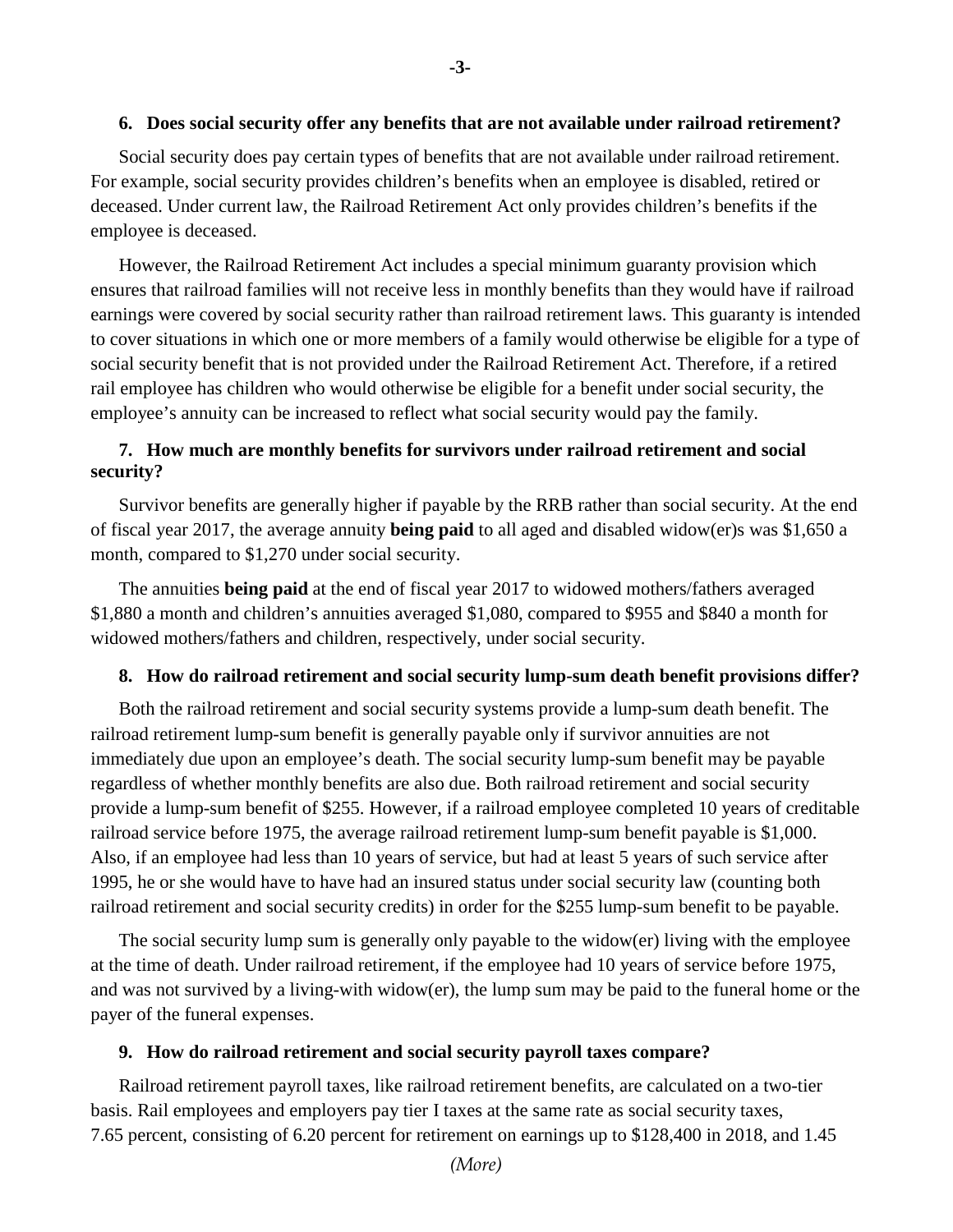**6. Does social security offer any benefits that are not available under railroad retirement?**

Social security does pay certain types of benefits that are not available under railroad retirement. For example, social security provides children's benefits when an employee is disabled, retired or deceased. Under current law, the Railroad Retirement Act only provides children's benefits if the employee is deceased.

However, the Railroad Retirement Act includes a special minimum guaranty provision which ensures that railroad families will not receive less in monthly benefits than they would have if railroad earnings were covered by social security rather than railroad retirement laws. This guaranty is intended to cover situations in which one or more members of a family would otherwise be eligible for a type of social security benefit that is not provided under the Railroad Retirement Act. Therefore, if a retired rail employee has children who would otherwise be eligible for a benefit under social security, the employee's annuity can be increased to reflect what social security would pay the family.

**7. How much are monthly benefits for survivors under railroad retirement and social security?**

Survivor benefits are generally higher if payable by the RRB rather than social security. At the end of fiscal year 2017, the average annuity **being paid** to all aged and disabled widow(er)s was $1,650 a month, compared to $1,270 under social security.

The annuities **being paid** at the end of fiscal year 2017 to widowed mothers/fathers averaged $1,880 a month and children's annuities averaged $1,080, compared to $955 and $840 a month for widowed mothers/fathers and children, respectively, under social security.

**8. How do railroad retirement and social security lump-sum death benefit provisions differ?**

Both the railroad retirement and social security systems provide a lump-sum death benefit. The railroad retirement lump-sum benefit is generally payable only if survivor annuities are not immediately due upon an employee's death. The social security lump-sum benefit may be payable regardless of whether monthly benefits are also due. Both railroad retirement and social security provide a lump-sum benefit of $255. However, if a railroad employee completed 10 years of creditable railroad service before 1975, the average railroad retirement lump-sum benefit payable is $1,000. Also, if an employee had less than 10 years of service, but had at least 5 years of such service after 1995, he or she would have to have had an insured status under social security law (counting both railroad retirement and social security credits) in order for the $255 lump-sum benefit to be payable.

The social security lump sum is generally only payable to the widow(er) living with the employee at the time of death. Under railroad retirement, if the employee had 10 years of service before 1975, and was not survived by a living-with widow(er), the lump sum may be paid to the funeral home or the payer of the funeral expenses.

**9. How do railroad retirement and social security payroll taxes compare?**

Railroad retirement payroll taxes, like railroad retirement benefits, are calculated on a two-tier basis. Rail employees and employers pay tier I taxes at the same rate as social security taxes, 7.65 percent, consisting of 6.20 percent for retirement on earnings up to $128,400 in 2018, and 1.45

*(More)*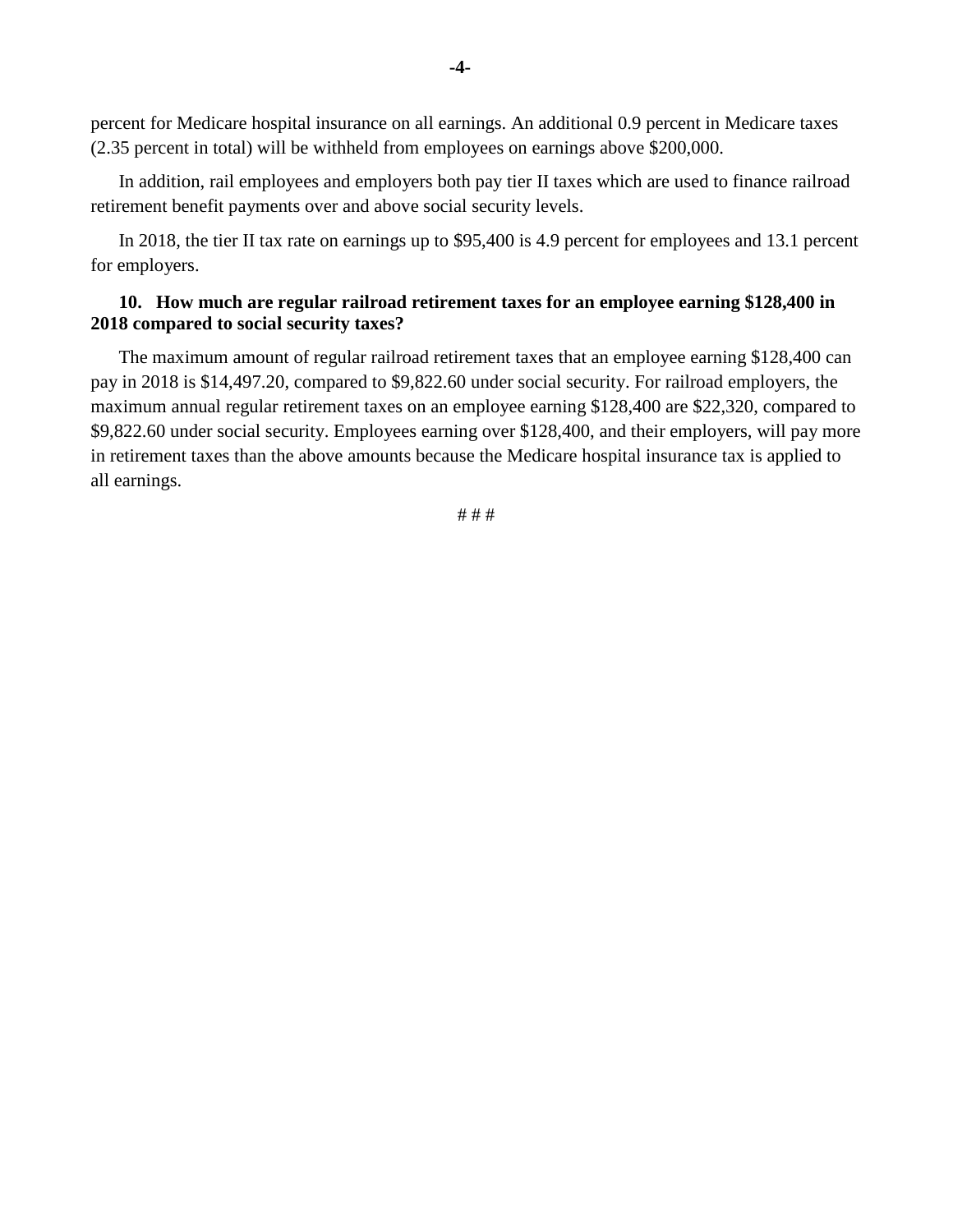percent for Medicare hospital insurance on all earnings. An additional 0.9 percent in Medicare taxes (2.35 percent in total) will be withheld from employees on earnings above $200,000.

In addition, rail employees and employers both pay tier II taxes which are used to finance railroad retirement benefit payments over and above social security levels.

In 2018, the tier II tax rate on earnings up to $95,400 is 4.9 percent for employees and 13.1 percent for employers.

**10. How much are regular railroad retirement taxes for an employee earning $128,400 in 2018 compared to social security taxes?**

The maximum amount of regular railroad retirement taxes that an employee earning $128,400 can pay in 2018 is $14,497.20, compared to $9,822.60 under social security. For railroad employers, the maximum annual regular retirement taxes on an employee earning $128,400 are $22,320, compared to $9,822.60 under social security. Employees earning over $128,400, and their employers, will pay more in retirement taxes than the above amounts because the Medicare hospital insurance tax is applied to all earnings.

# # #